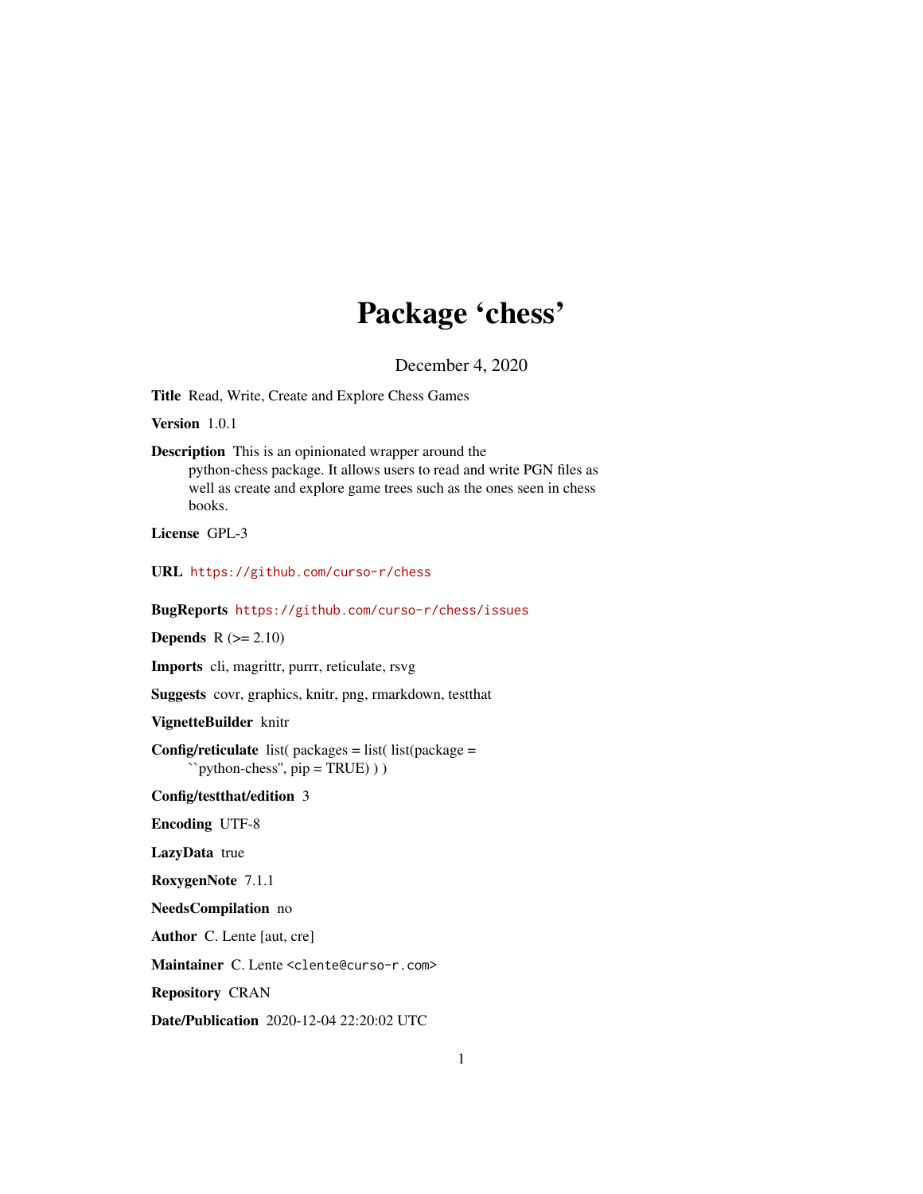# Package 'chess'

December 4, 2020

**Title** Read, Write, Create and Explore Chess Games

**Version** 1.0.1

**Description** This is an opinionated wrapper around the python-chess package. It allows users to read and write PGN files as well as create and explore game trees such as the ones seen in chess books.

**License** GPL-3

**URL** https://github.com/curso-r/chess

**BugReports** https://github.com/curso-r/chess/issues

**Depends** R (>= 2.10)

**Imports** cli, magrittr, purrr, reticulate, rsvg

**Suggests** covr, graphics, knitr, png, rmarkdown, testthat

**VignetteBuilder** knitr

**Config/reticulate** list( packages = list( list(package = ``python-chess'', pip = TRUE) ) )

**Config/testthat/edition** 3

**Encoding** UTF-8

**LazyData** true

**RoxygenNote** 7.1.1

**NeedsCompilation** no

**Author** C. Lente [aut, cre]

**Maintainer** C. Lente <clente@curso-r.com>

**Repository** CRAN

**Date/Publication** 2020-12-04 22:20:02 UTC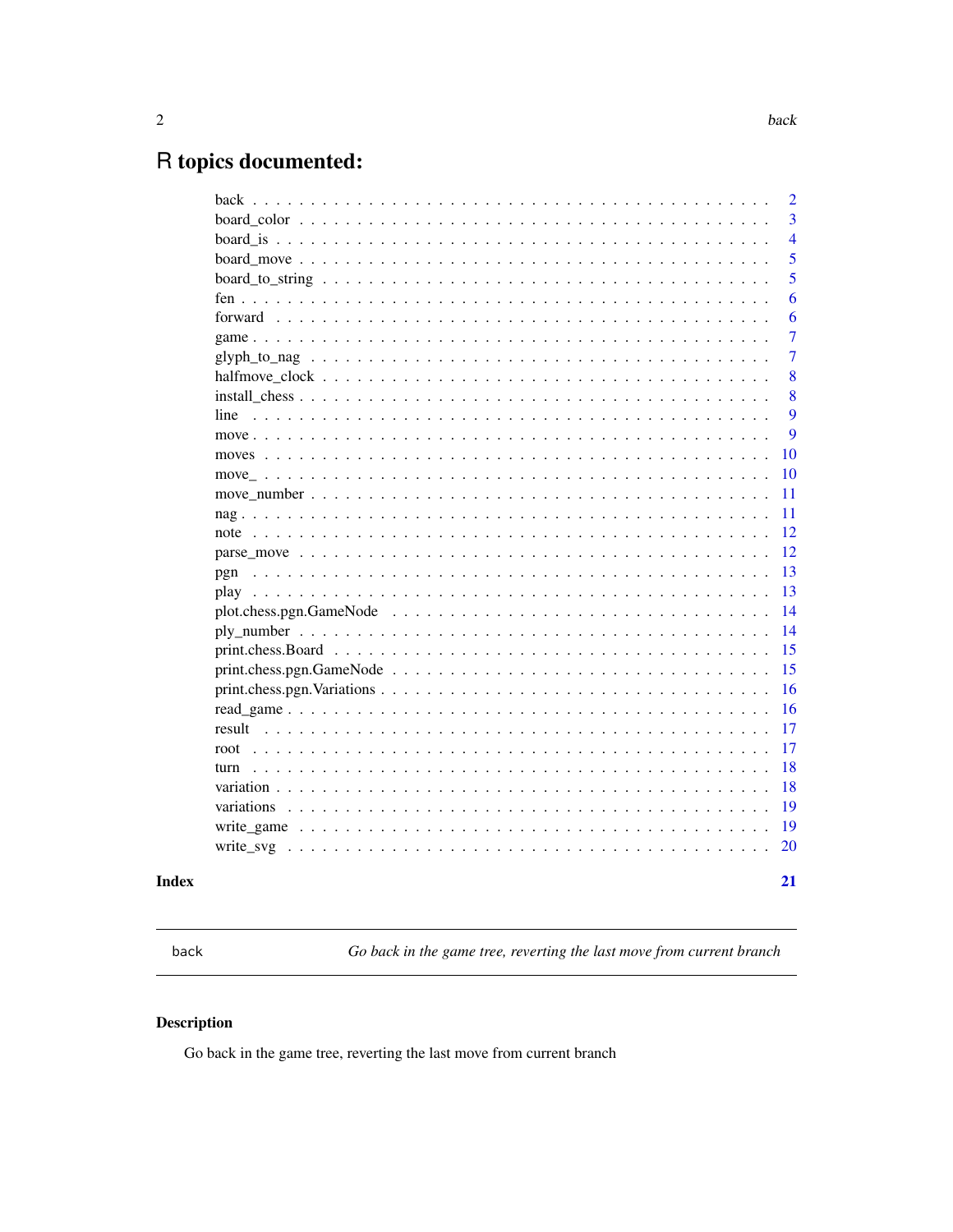# R topics documented:

| | |
|---|---|
| back | 2 |
| board_color | 3 |
| board_is | 4 |
| board_move | 5 |
| board_to_string | 5 |
| fen | 6 |
| forward | 6 |
| game | 7 |
| glyph_to_nag | 7 |
| halfmove_clock | 8 |
| install_chess | 8 |
| line | 9 |
| move | 9 |
| moves | 10 |
| move_ | 10 |
| move_number | 11 |
| nag | 11 |
| note | 12 |
| parse_move | 12 |
| pgn | 13 |
| play | 13 |
| plot.chess.pgn.GameNode | 14 |
| ply_number | 14 |
| print.chess.Board | 15 |
| print.chess.pgn.GameNode | 15 |
| print.chess.pgn.Variations | 16 |
| read_game | 16 |
| result | 17 |
| root | 17 |
| turn | 18 |
| variation | 18 |
| variations | 19 |
| write_game | 19 |
| write_svg | 20 |

**Index** **21**

---

`back` *Go back in the game tree, reverting the last move from current branch*

---

## Description

Go back in the game tree, reverting the last move from current branch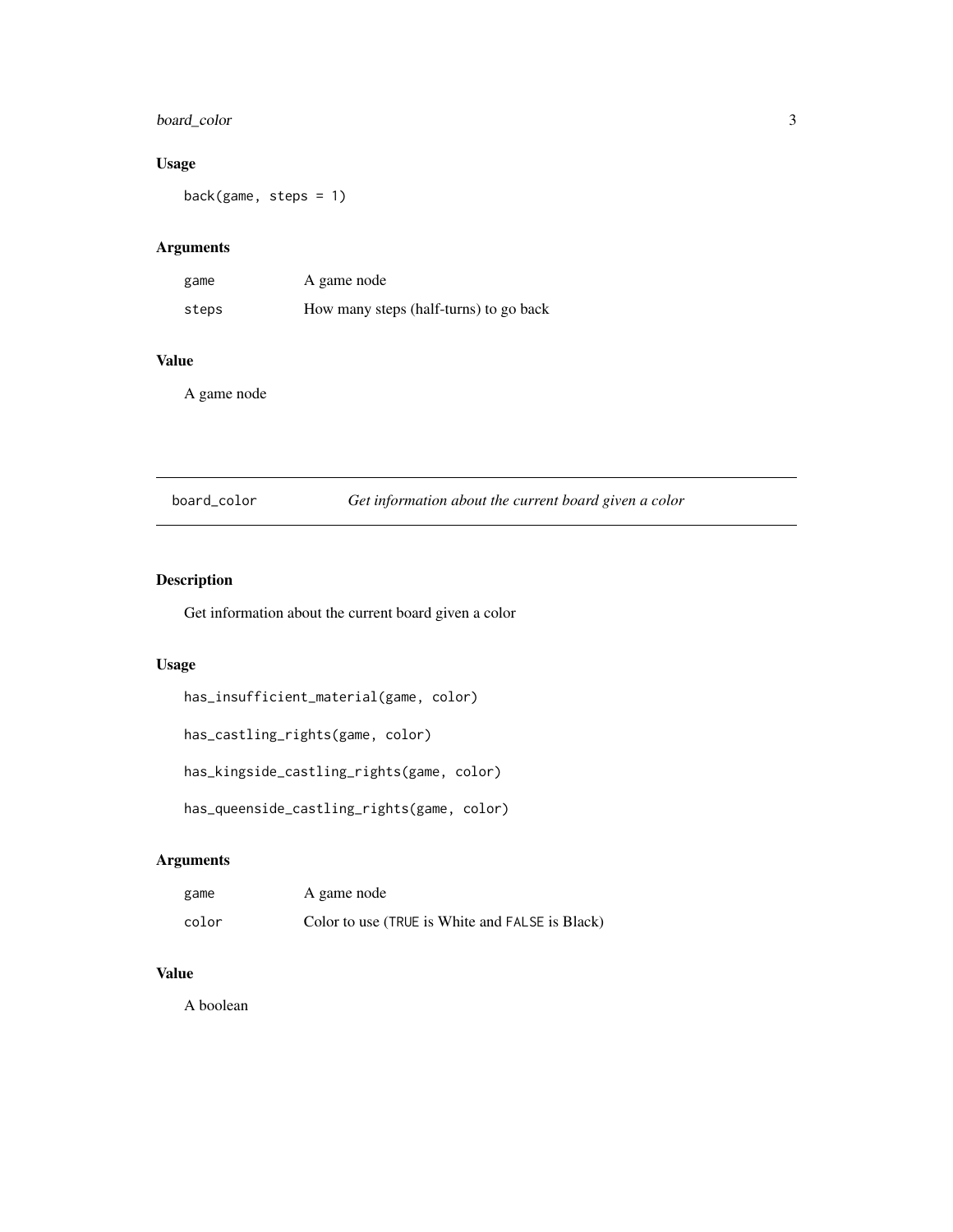## Usage

```
back(game, steps = 1)
```

## Arguments

| | |
|---|---|
| game | A game node |
| steps | How many steps (half-turns) to go back |

## Value

A game node

---

# board_color — *Get information about the current board given a color*

## Description

Get information about the current board given a color

## Usage

```
has_insufficient_material(game, color)

has_castling_rights(game, color)

has_kingside_castling_rights(game, color)

has_queenside_castling_rights(game, color)
```

## Arguments

| | |
|---|---|
| game | A game node |
| color | Color to use (`TRUE` is White and `FALSE` is Black) |

## Value

A boolean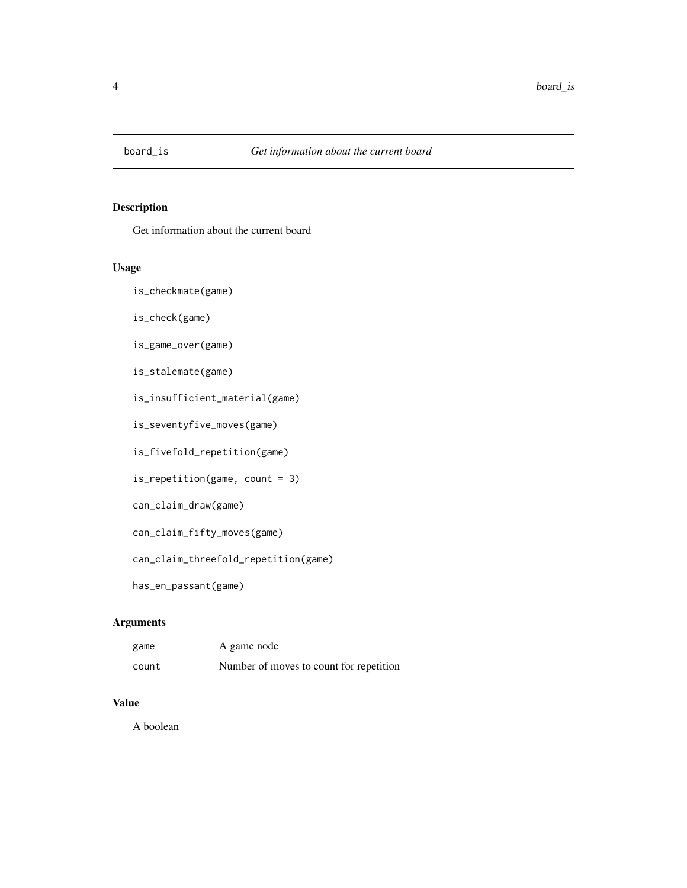# board_is — *Get information about the current board*

## Description

Get information about the current board

## Usage

```
is_checkmate(game)

is_check(game)

is_game_over(game)

is_stalemate(game)

is_insufficient_material(game)

is_seventyfive_moves(game)

is_fivefold_repetition(game)

is_repetition(game, count = 3)

can_claim_draw(game)

can_claim_fifty_moves(game)

can_claim_threefold_repetition(game)

has_en_passant(game)
```

## Arguments

| | |
|---|---|
| `game` | A game node |
| `count` | Number of moves to count for repetition |

## Value

A boolean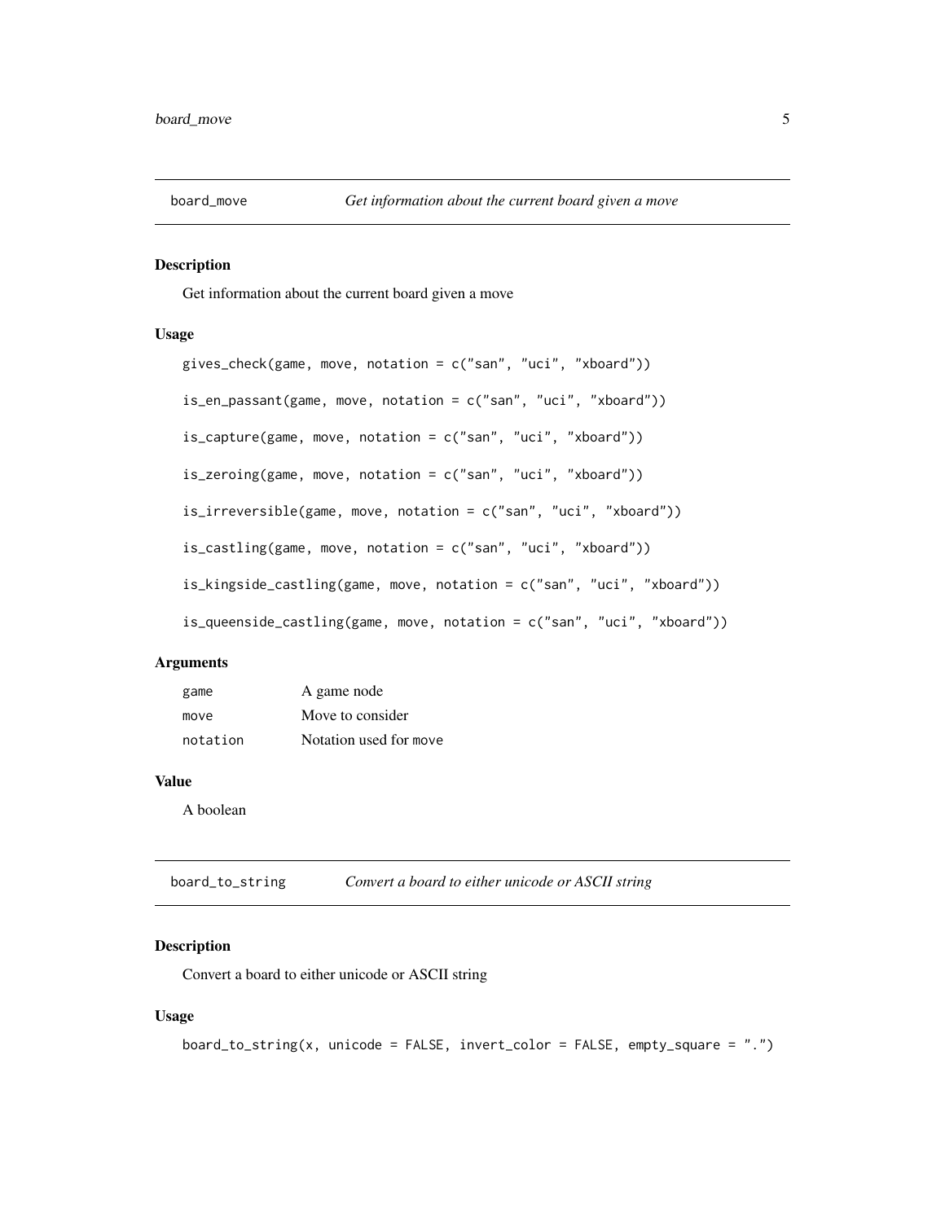## board_move — *Get information about the current board given a move*

### Description

Get information about the current board given a move

### Usage

```
gives_check(game, move, notation = c("san", "uci", "xboard"))

is_en_passant(game, move, notation = c("san", "uci", "xboard"))

is_capture(game, move, notation = c("san", "uci", "xboard"))

is_zeroing(game, move, notation = c("san", "uci", "xboard"))

is_irreversible(game, move, notation = c("san", "uci", "xboard"))

is_castling(game, move, notation = c("san", "uci", "xboard"))

is_kingside_castling(game, move, notation = c("san", "uci", "xboard"))

is_queenside_castling(game, move, notation = c("san", "uci", "xboard"))
```

### Arguments

| | |
|---|---|
| `game` | A game node |
| `move` | Move to consider |
| `notation` | Notation used for `move` |

### Value

A boolean

## board_to_string — *Convert a board to either unicode or ASCII string*

### Description

Convert a board to either unicode or ASCII string

### Usage

```
board_to_string(x, unicode = FALSE, invert_color = FALSE, empty_square = ".")
```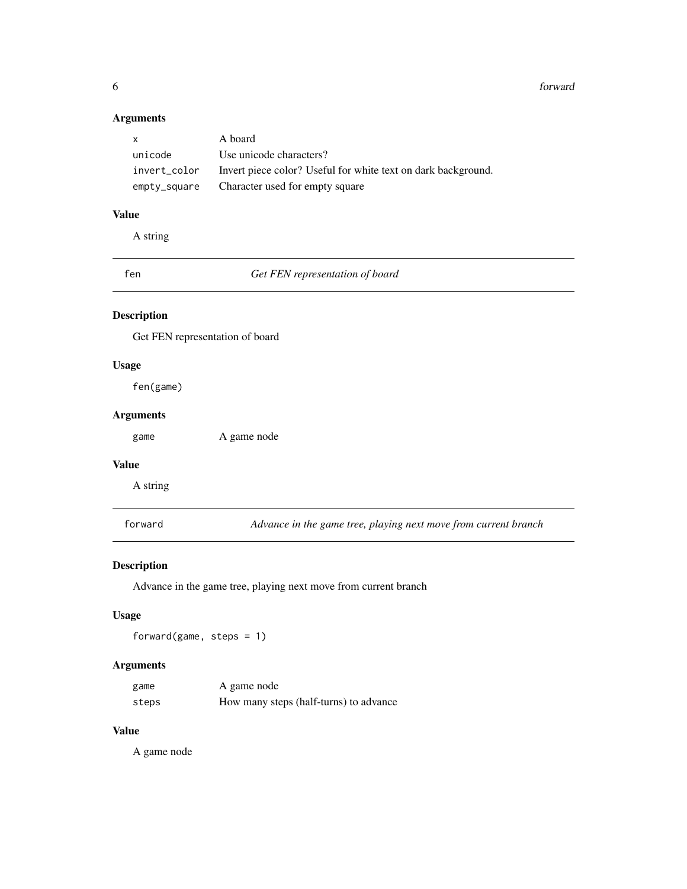### Arguments

| | |
|---|---|
| `x` | A board |
| `unicode` | Use unicode characters? |
| `invert_color` | Invert piece color? Useful for white text on dark background. |
| `empty_square` | Character used for empty square |

### Value

A string

---

## `fen` — *Get FEN representation of board*

### Description

Get FEN representation of board

### Usage

```
fen(game)
```

### Arguments

| | |
|---|---|
| `game` | A game node |

### Value

A string

---

## `forward` — *Advance in the game tree, playing next move from current branch*

### Description

Advance in the game tree, playing next move from current branch

### Usage

```
forward(game, steps = 1)
```

### Arguments

| | |
|---|---|
| `game` | A game node |
| `steps` | How many steps (half-turns) to advance |

### Value

A game node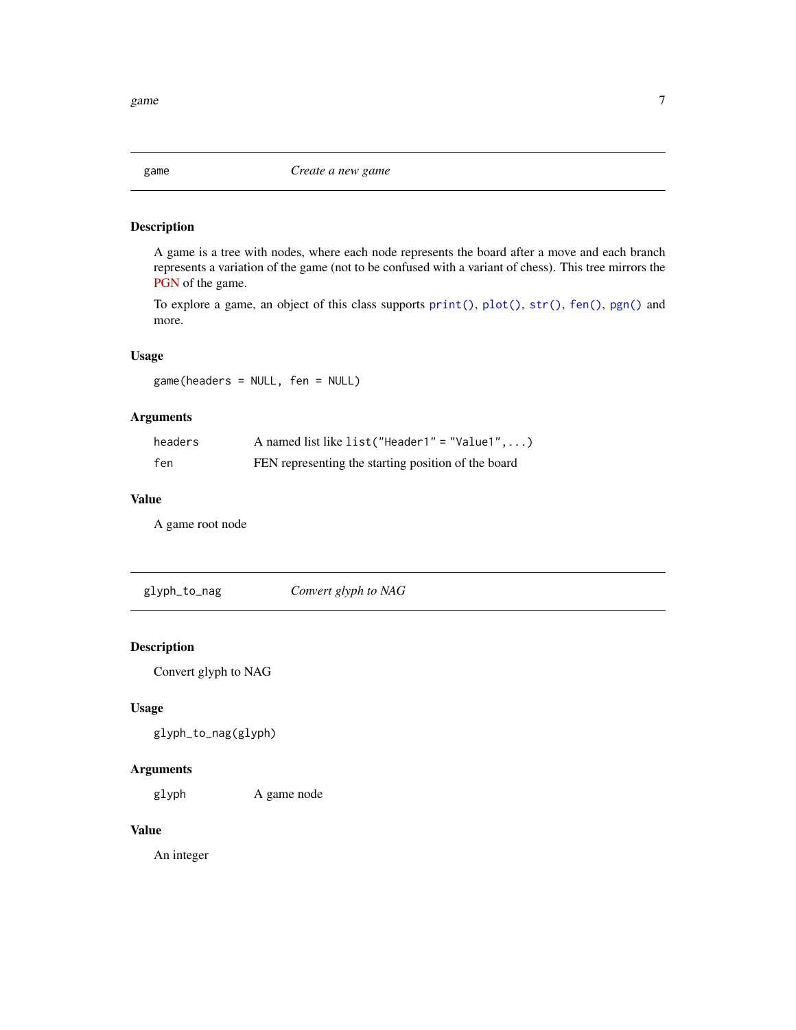## game — *Create a new game*

### Description

A game is a tree with nodes, where each node represents the board after a move and each branch represents a variation of the game (not to be confused with a variant of chess). This tree mirrors the PGN of the game.

To explore a game, an object of this class supports `print()`, `plot()`, `str()`, `fen()`, `pgn()` and more.

### Usage

```
game(headers = NULL, fen = NULL)
```

### Arguments

| | |
|---|---|
| `headers` | A named list like `list("Header1" = "Value1",...)` |
| `fen` | FEN representing the starting position of the board |

### Value

A game root node

## glyph_to_nag — *Convert glyph to NAG*

### Description

Convert glyph to NAG

### Usage

```
glyph_to_nag(glyph)
```

### Arguments

| | |
|---|---|
| `glyph` | A game node |

### Value

An integer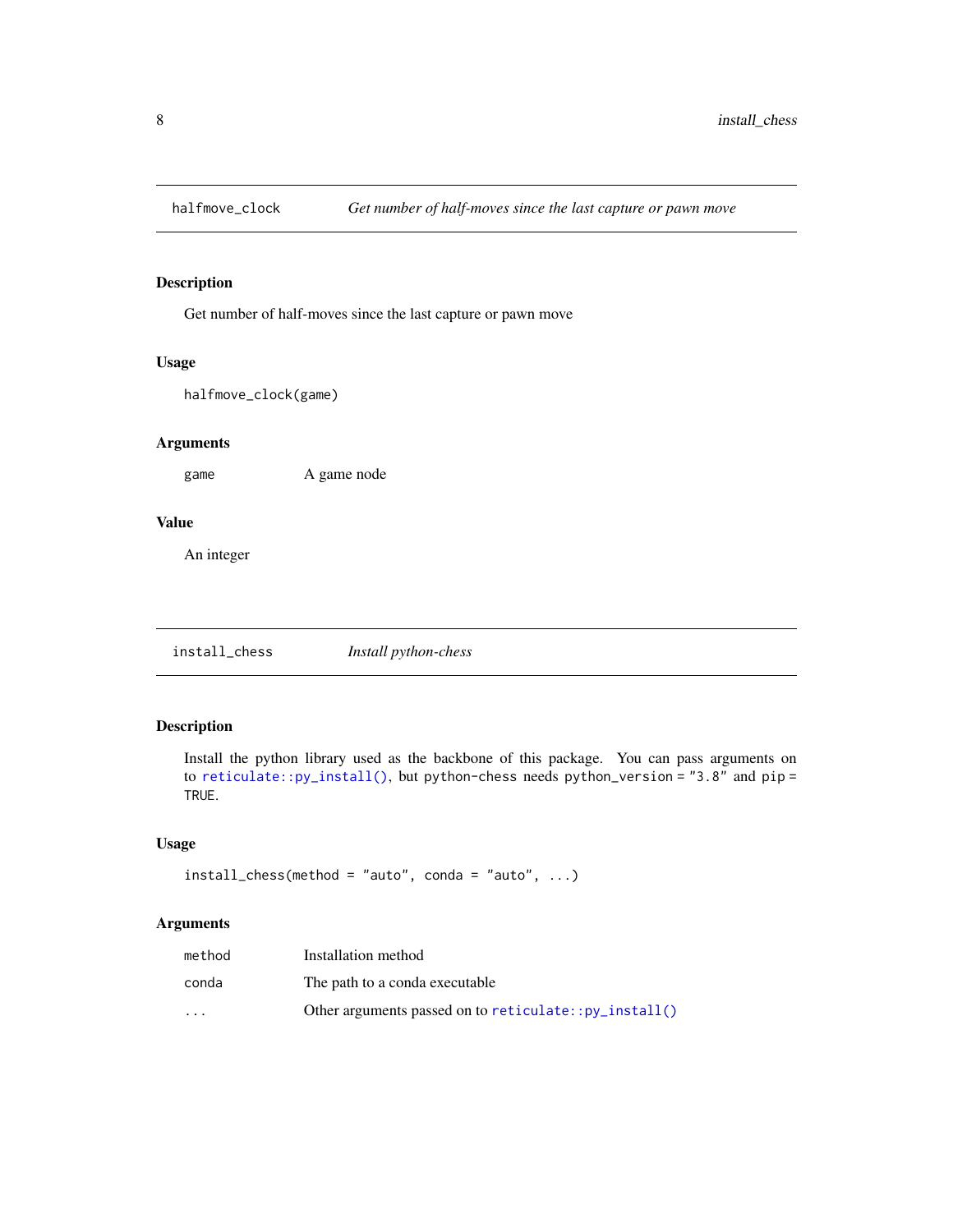## halfmove_clock *Get number of half-moves since the last capture or pawn move*

### Description

Get number of half-moves since the last capture or pawn move

### Usage

```
halfmove_clock(game)
```

### Arguments

| | |
|---|---|
| game | A game node |

### Value

An integer

## install_chess *Install python-chess*

### Description

Install the python library used as the backbone of this package. You can pass arguments on to `reticulate::py_install()`, but python-chess needs `python_version = "3.8"` and `pip = TRUE`.

### Usage

```
install_chess(method = "auto", conda = "auto", ...)
```

### Arguments

| | |
|---|---|
| method | Installation method |
| conda | The path to a conda executable |
| ... | Other arguments passed on to `reticulate::py_install()` |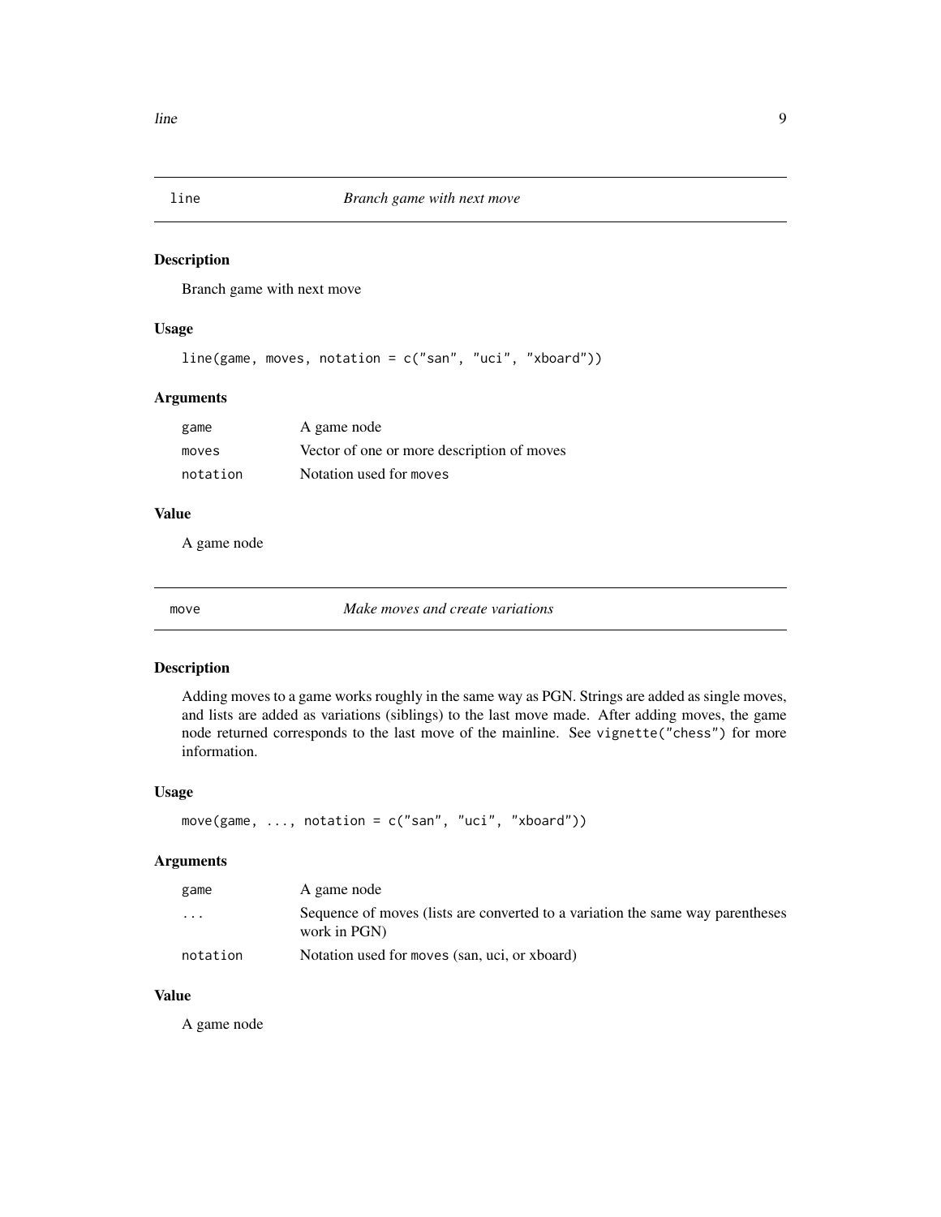## line — *Branch game with next move*

### Description

Branch game with next move

### Usage

```
line(game, moves, notation = c("san", "uci", "xboard"))
```

### Arguments

| | |
|---|---|
| `game` | A game node |
| `moves` | Vector of one or more description of moves |
| `notation` | Notation used for `moves` |

### Value

A game node

## move — *Make moves and create variations*

### Description

Adding moves to a game works roughly in the same way as PGN. Strings are added as single moves, and lists are added as variations (siblings) to the last move made. After adding moves, the game node returned corresponds to the last move of the mainline. See `vignette("chess")` for more information.

### Usage

```
move(game, ..., notation = c("san", "uci", "xboard"))
```

### Arguments

| | |
|---|---|
| `game` | A game node |
| `...` | Sequence of moves (lists are converted to a variation the same way parentheses work in PGN) |
| `notation` | Notation used for `moves` (san, uci, or xboard) |

### Value

A game node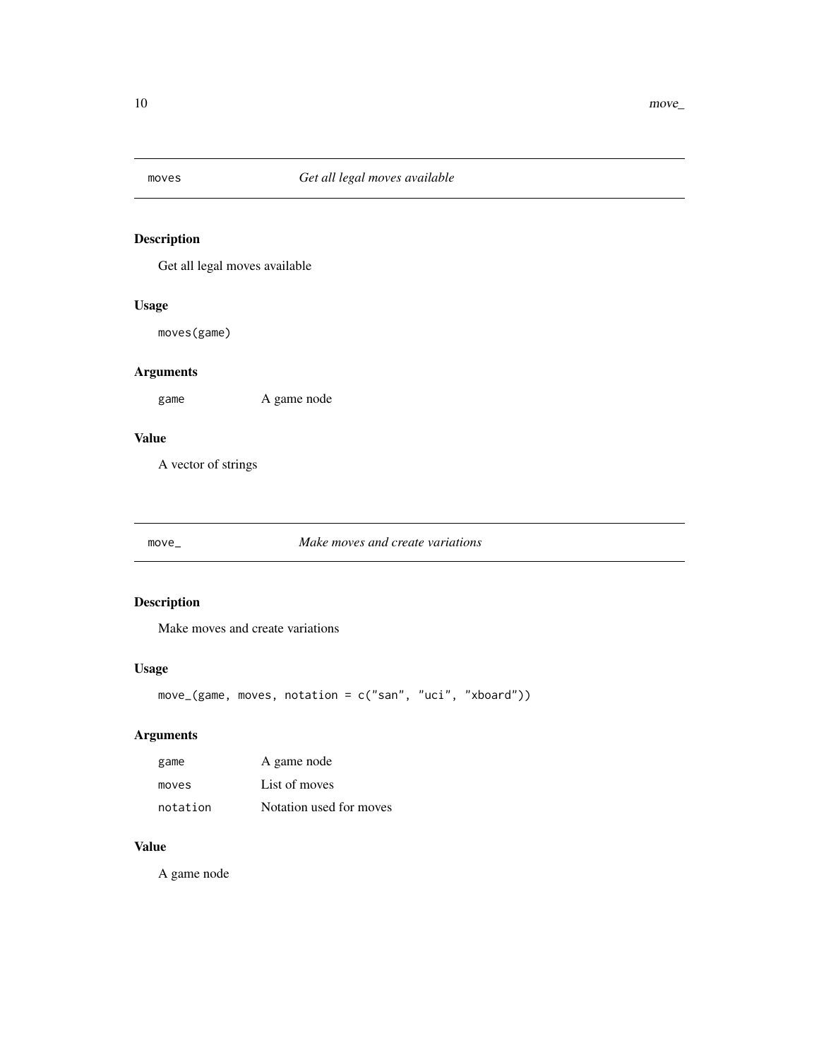## moves — *Get all legal moves available*

### Description

Get all legal moves available

### Usage

```
moves(game)
```

### Arguments

| | |
|---|---|
| game | A game node |

### Value

A vector of strings

## move_ — *Make moves and create variations*

### Description

Make moves and create variations

### Usage

```
move_(game, moves, notation = c("san", "uci", "xboard"))
```

### Arguments

| | |
|---|---|
| game | A game node |
| moves | List of moves |
| notation | Notation used for moves |

### Value

A game node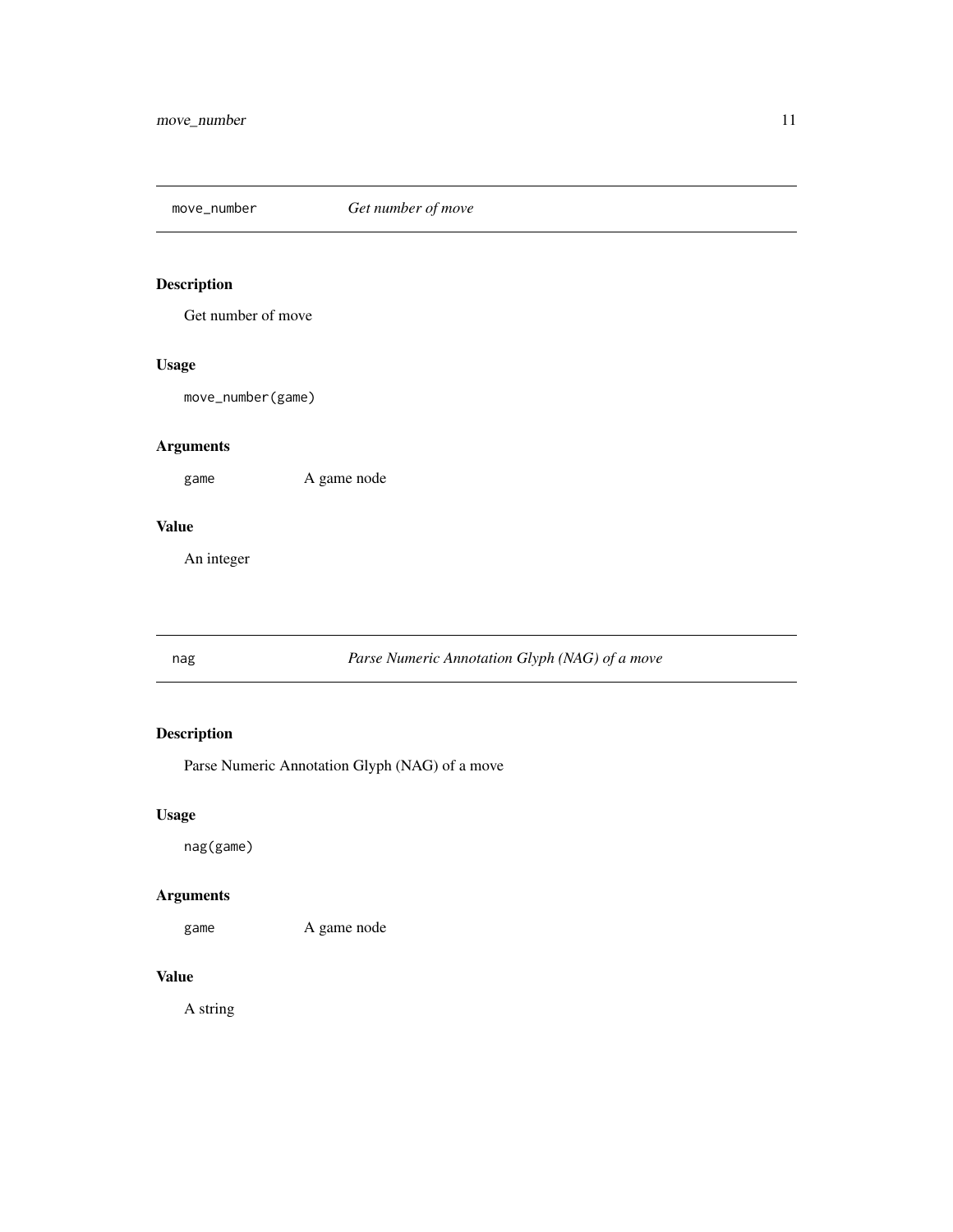## move_number — *Get number of move*

### Description

Get number of move

### Usage

```
move_number(game)
```

### Arguments

| | |
|---|---|
| `game` | A game node |

### Value

An integer

## nag — *Parse Numeric Annotation Glyph (NAG) of a move*

### Description

Parse Numeric Annotation Glyph (NAG) of a move

### Usage

```
nag(game)
```

### Arguments

| | |
|---|---|
| `game` | A game node |

### Value

A string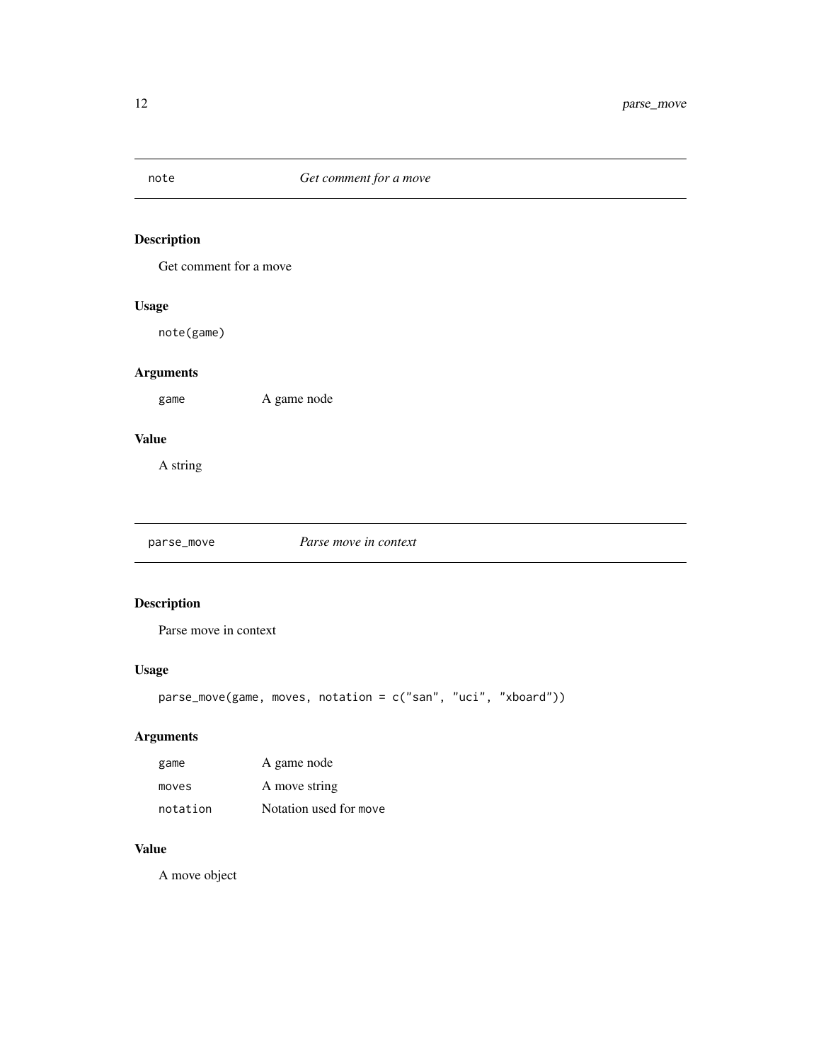## note — *Get comment for a move*

### Description

Get comment for a move

### Usage

```
note(game)
```

### Arguments

| | |
|---|---|
| game | A game node |

### Value

A string

## parse_move — *Parse move in context*

### Description

Parse move in context

### Usage

```
parse_move(game, moves, notation = c("san", "uci", "xboard"))
```

### Arguments

| | |
|---|---|
| game | A game node |
| moves | A move string |
| notation | Notation used for `move` |

### Value

A move object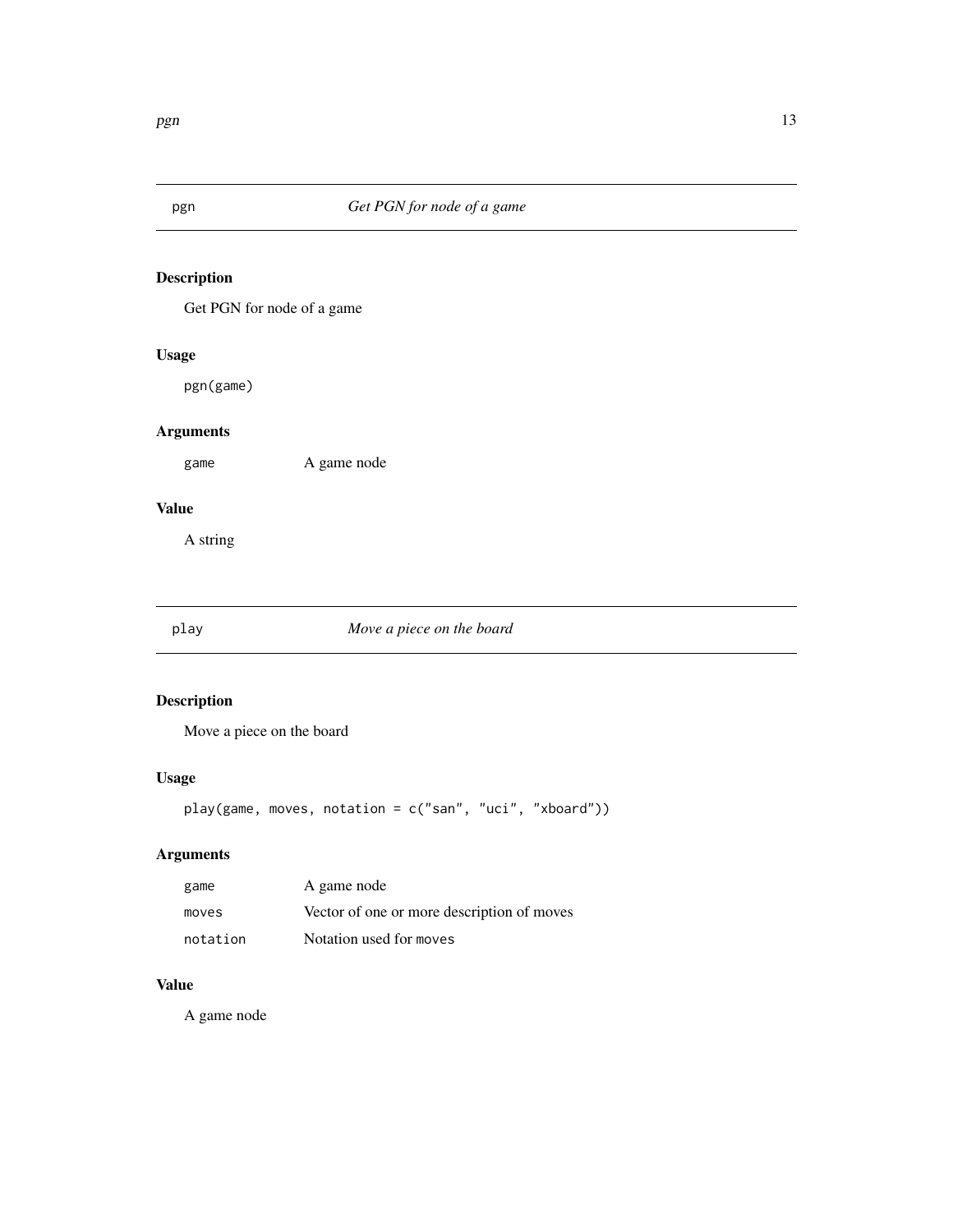## pgn — *Get PGN for node of a game*

### Description

Get PGN for node of a game

### Usage

```
pgn(game)
```

### Arguments

| | |
|---|---|
| `game` | A game node |

### Value

A string

## play — *Move a piece on the board*

### Description

Move a piece on the board

### Usage

```
play(game, moves, notation = c("san", "uci", "xboard"))
```

### Arguments

| | |
|---|---|
| `game` | A game node |
| `moves` | Vector of one or more description of moves |
| `notation` | Notation used for `moves` |

### Value

A game node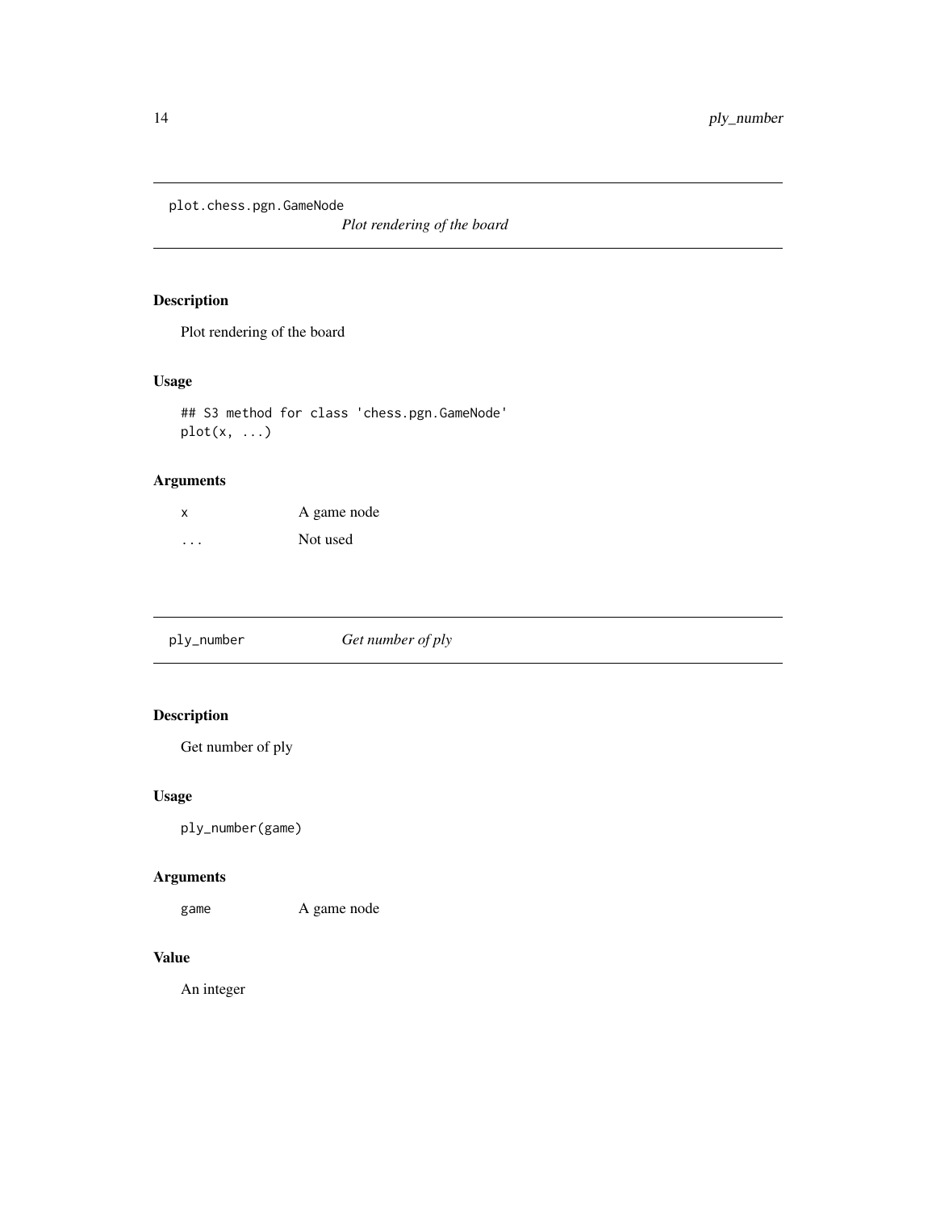## plot.chess.pgn.GameNode

*Plot rendering of the board*

### Description

Plot rendering of the board

### Usage

```
## S3 method for class 'chess.pgn.GameNode'
plot(x, ...)
```

### Arguments

| | |
|---|---|
| x | A game node |
| ... | Not used |

## ply_number

*Get number of ply*

### Description

Get number of ply

### Usage

```
ply_number(game)
```

### Arguments

| | |
|---|---|
| game | A game node |

### Value

An integer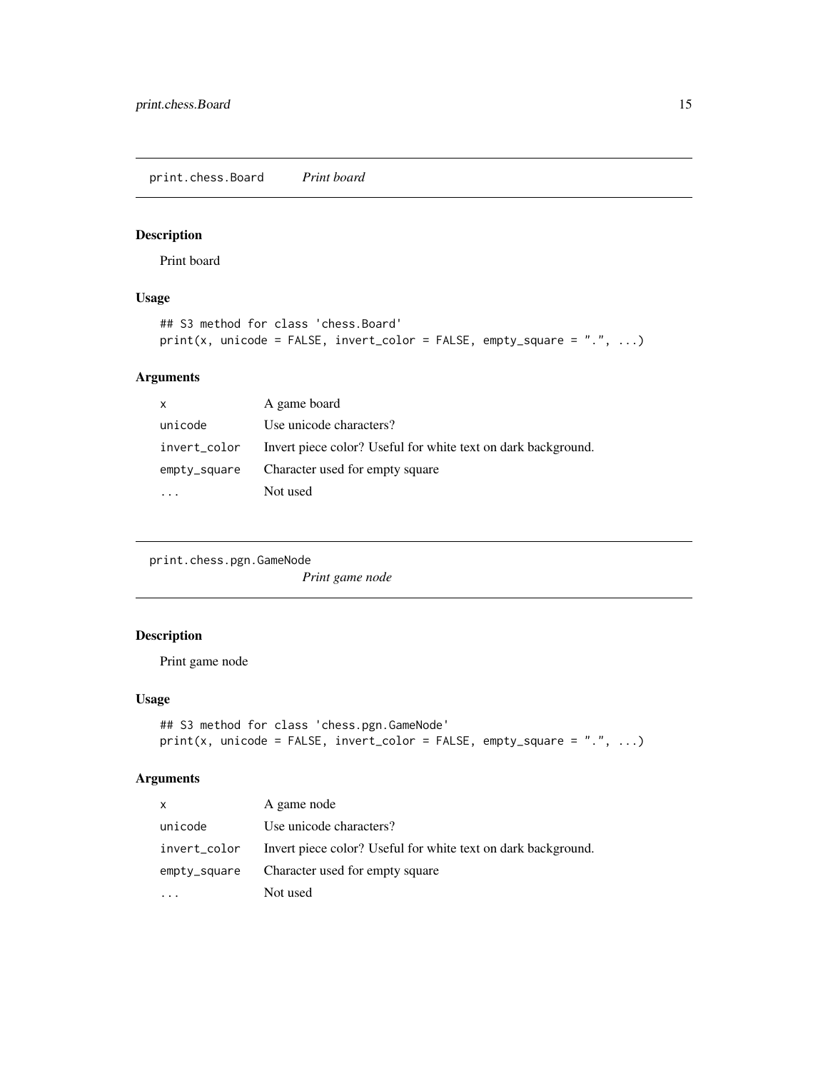## print.chess.Board    *Print board*

### Description

Print board

### Usage

```
## S3 method for class 'chess.Board'
print(x, unicode = FALSE, invert_color = FALSE, empty_square = ".", ...)
```

### Arguments

| | |
|---|---|
| x | A game board |
| unicode | Use unicode characters? |
| invert_color | Invert piece color? Useful for white text on dark background. |
| empty_square | Character used for empty square |
| ... | Not used |

## print.chess.pgn.GameNode    *Print game node*

### Description

Print game node

### Usage

```
## S3 method for class 'chess.pgn.GameNode'
print(x, unicode = FALSE, invert_color = FALSE, empty_square = ".", ...)
```

### Arguments

| | |
|---|---|
| x | A game node |
| unicode | Use unicode characters? |
| invert_color | Invert piece color? Useful for white text on dark background. |
| empty_square | Character used for empty square |
| ... | Not used |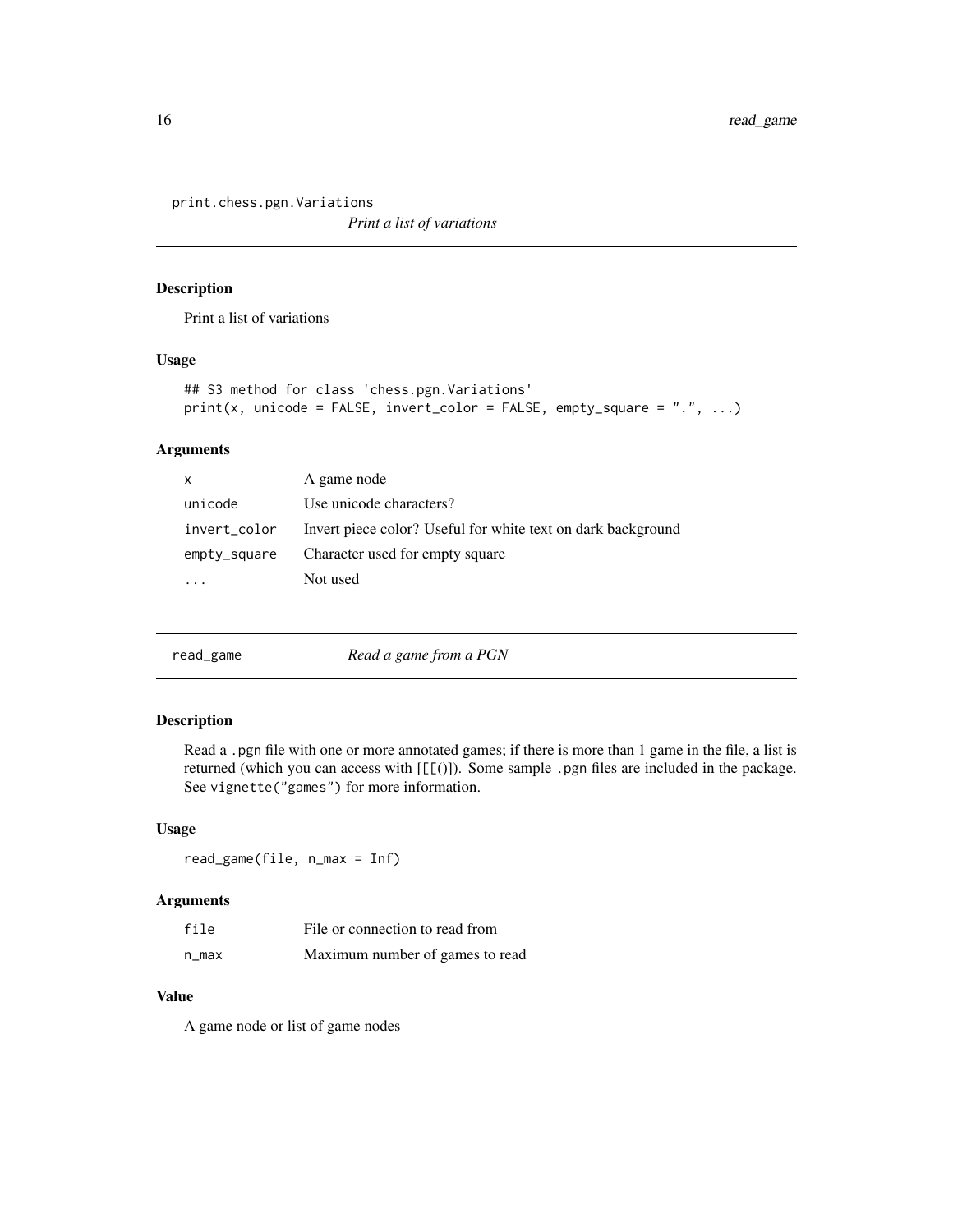## print.chess.pgn.Variations

*Print a list of variations*

### Description

Print a list of variations

### Usage

```
## S3 method for class 'chess.pgn.Variations'
print(x, unicode = FALSE, invert_color = FALSE, empty_square = ".", ...)
```

### Arguments

| | |
|---|---|
| `x` | A game node |
| `unicode` | Use unicode characters? |
| `invert_color` | Invert piece color? Useful for white text on dark background |
| `empty_square` | Character used for empty square |
| `...` | Not used |

## read_game

*Read a game from a PGN*

### Description

Read a `.pgn` file with one or more annotated games; if there is more than 1 game in the file, a list is returned (which you can access with `[[()]`). Some sample `.pgn` files are included in the package. See `vignette("games")` for more information.

### Usage

```
read_game(file, n_max = Inf)
```

### Arguments

| | |
|---|---|
| `file` | File or connection to read from |
| `n_max` | Maximum number of games to read |

### Value

A game node or list of game nodes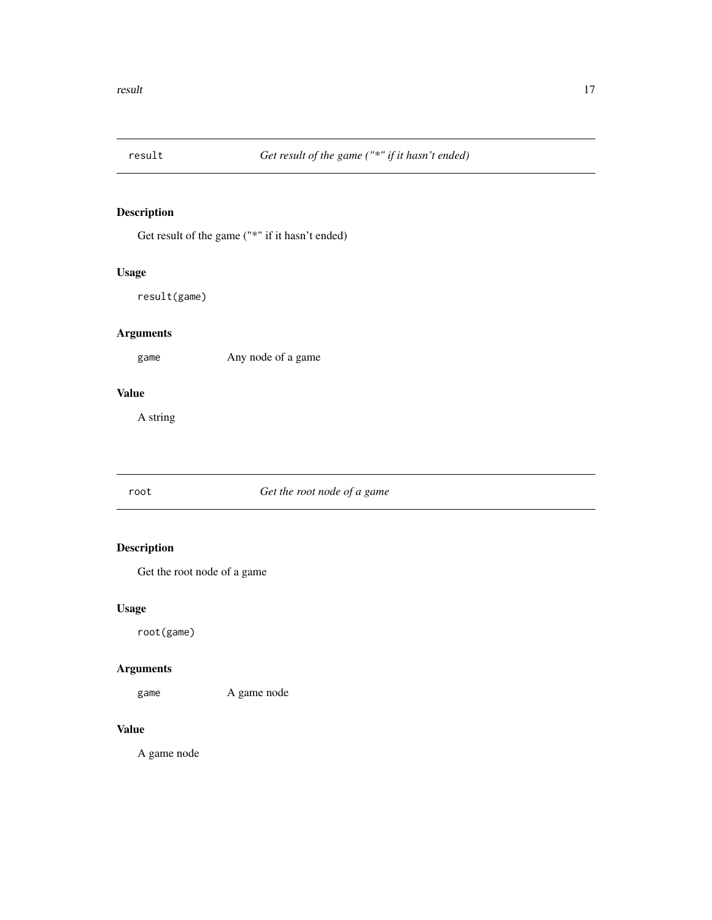## result — *Get result of the game ("*" if it hasn't ended)*

### Description

Get result of the game ("*" if it hasn't ended)

### Usage

```
result(game)
```

### Arguments

| | |
|---|---|
| `game` | Any node of a game |

### Value

A string

## root — *Get the root node of a game*

### Description

Get the root node of a game

### Usage

```
root(game)
```

### Arguments

| | |
|---|---|
| `game` | A game node |

### Value

A game node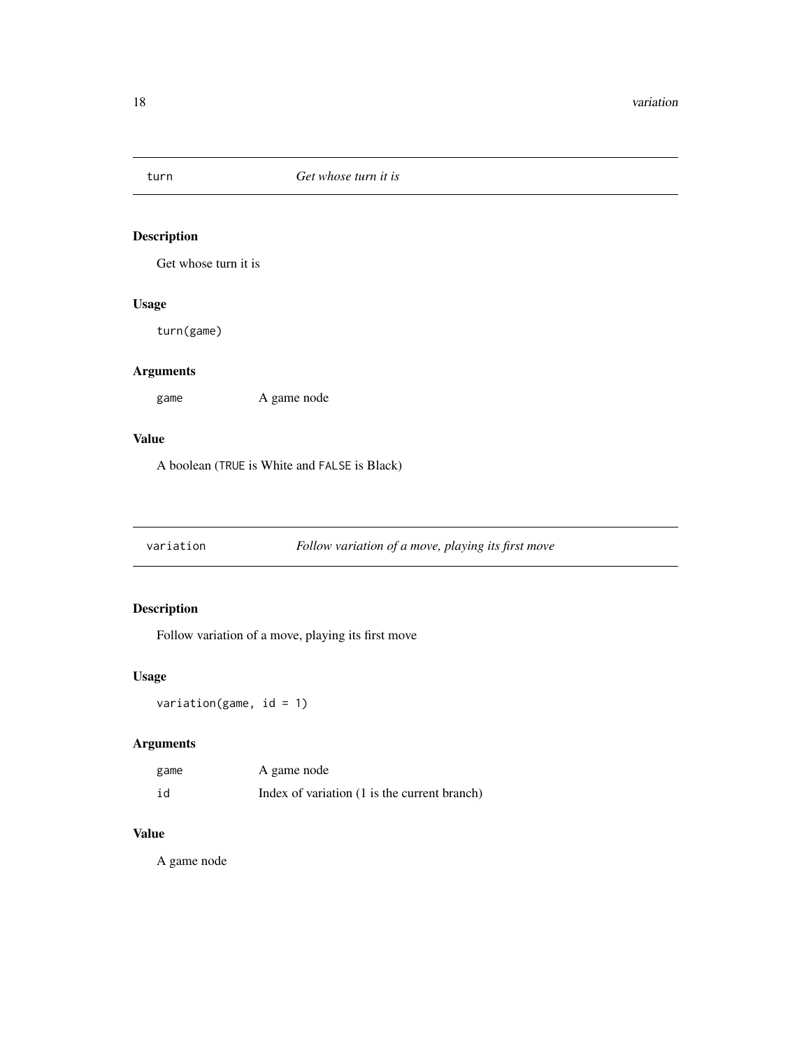## turn — *Get whose turn it is*

### Description

Get whose turn it is

### Usage

```
turn(game)
```

### Arguments

| | |
|---|---|
| game | A game node |

### Value

A boolean (TRUE is White and FALSE is Black)

## variation — *Follow variation of a move, playing its first move*

### Description

Follow variation of a move, playing its first move

### Usage

```
variation(game, id = 1)
```

### Arguments

| | |
|---|---|
| game | A game node |
| id | Index of variation (1 is the current branch) |

### Value

A game node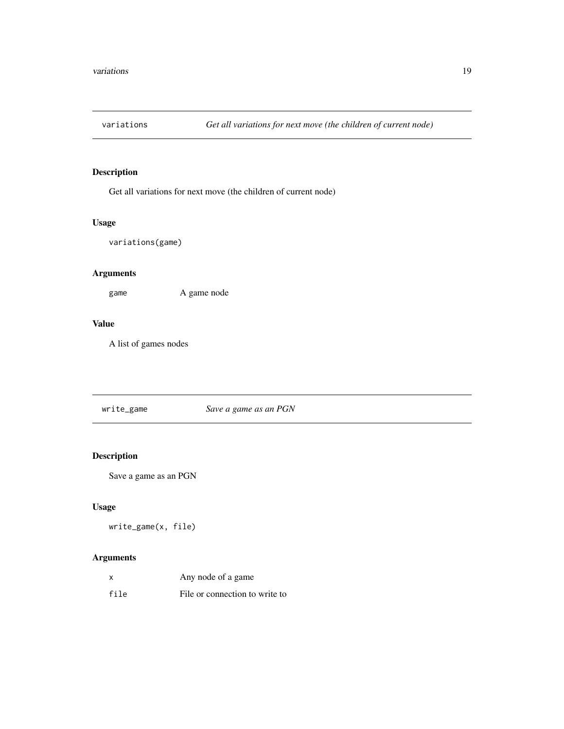## variations *Get all variations for next move (the children of current node)*

### Description

Get all variations for next move (the children of current node)

### Usage

```
variations(game)
```

### Arguments

| | |
|---|---|
| game | A game node |

### Value

A list of games nodes

## write_game *Save a game as an PGN*

### Description

Save a game as an PGN

### Usage

```
write_game(x, file)
```

### Arguments

| | |
|---|---|
| x | Any node of a game |
| file | File or connection to write to |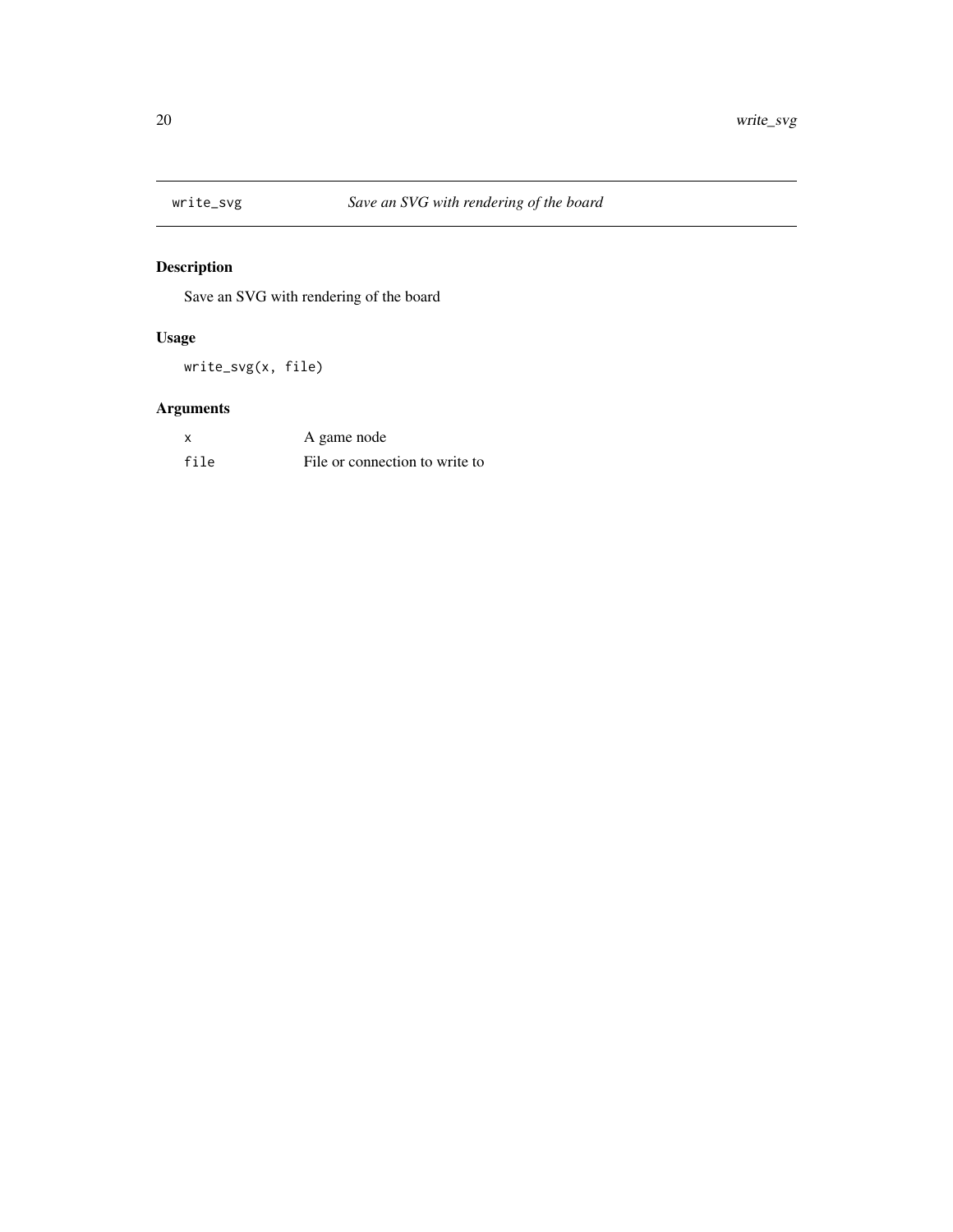## write_svg — *Save an SVG with rendering of the board*

### Description

Save an SVG with rendering of the board

### Usage

```
write_svg(x, file)
```

### Arguments

| | |
|---|---|
| `x` | A game node |
| `file` | File or connection to write to |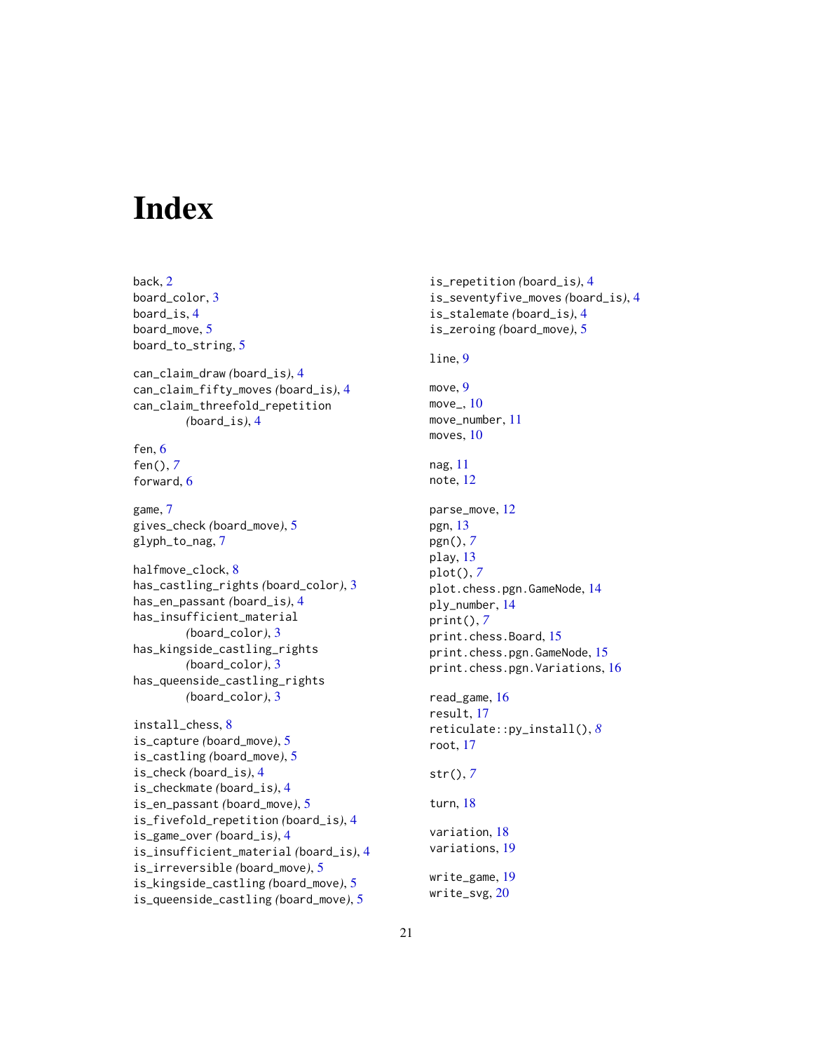# Index

back, 2
board_color, 3
board_is, 4
board_move, 5
board_to_string, 5

can_claim_draw *(board_is)*, 4
can_claim_fifty_moves *(board_is)*, 4
can_claim_threefold_repetition *(board_is)*, 4

fen, 6
fen(), *7*
forward, 6

game, 7
gives_check *(board_move)*, 5
glyph_to_nag, 7

halfmove_clock, 8
has_castling_rights *(board_color)*, 3
has_en_passant *(board_is)*, 4
has_insufficient_material *(board_color)*, 3
has_kingside_castling_rights *(board_color)*, 3
has_queenside_castling_rights *(board_color)*, 3

install_chess, 8
is_capture *(board_move)*, 5
is_castling *(board_move)*, 5
is_check *(board_is)*, 4
is_checkmate *(board_is)*, 4
is_en_passant *(board_move)*, 5
is_fivefold_repetition *(board_is)*, 4
is_game_over *(board_is)*, 4
is_insufficient_material *(board_is)*, 4
is_irreversible *(board_move)*, 5
is_kingside_castling *(board_move)*, 5
is_queenside_castling *(board_move)*, 5
is_repetition *(board_is)*, 4
is_seventyfive_moves *(board_is)*, 4
is_stalemate *(board_is)*, 4
is_zeroing *(board_move)*, 5

line, 9

move, 9
move_, 10
move_number, 11
moves, 10

nag, 11
note, 12

parse_move, 12
pgn, 13
pgn(), *7*
play, 13
plot(), *7*
plot.chess.pgn.GameNode, 14
ply_number, 14
print(), *7*
print.chess.Board, 15
print.chess.pgn.GameNode, 15
print.chess.pgn.Variations, 16

read_game, 16
result, 17
reticulate::py_install(), *8*
root, 17

str(), *7*

turn, 18

variation, 18
variations, 19

write_game, 19
write_svg, 20